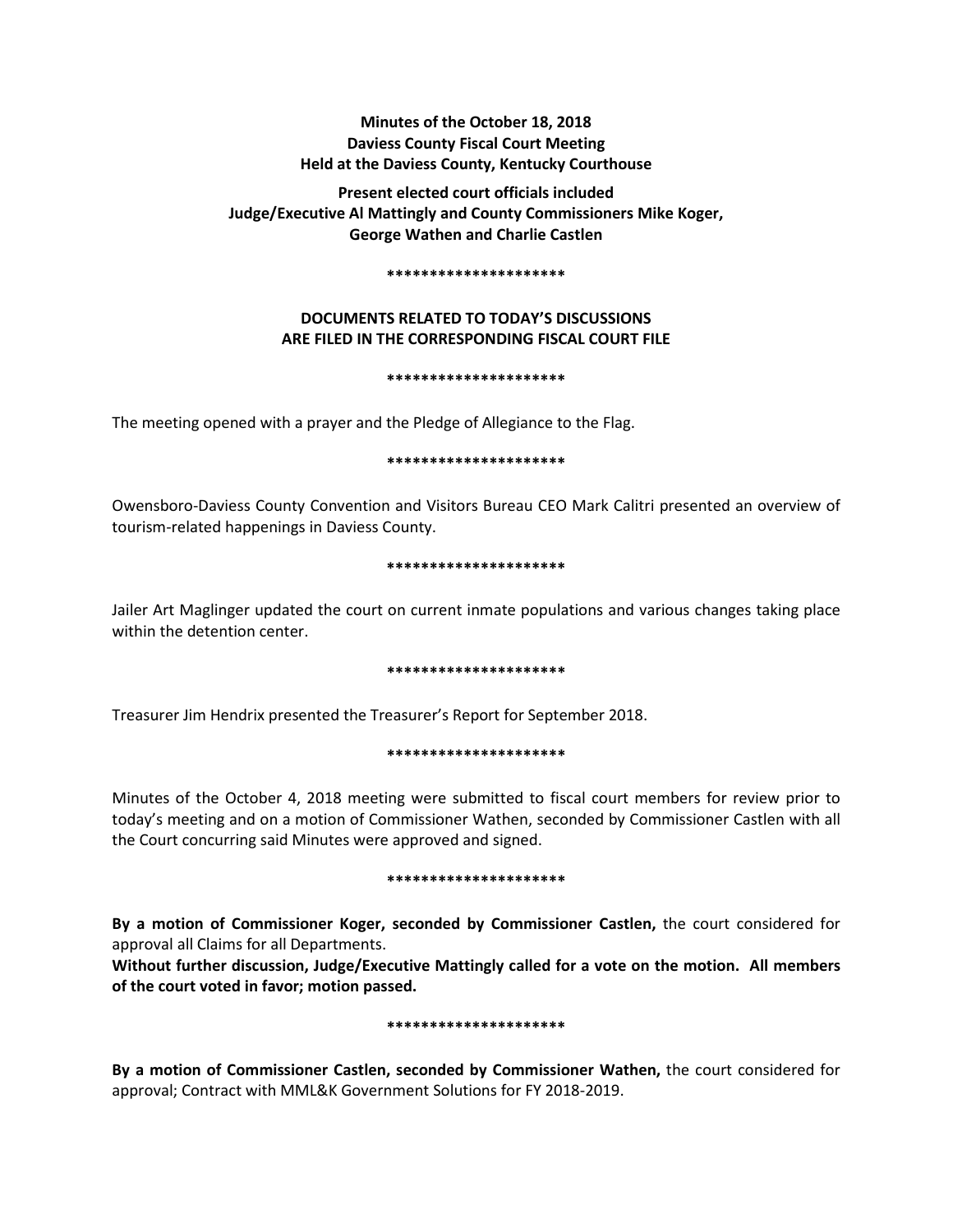**Minutes of the October 18, 2018**
**Daviess County Fiscal Court Meeting**
**Held at the Daviess County, Kentucky Courthouse**

**Present elected court officials included**
**Judge/Executive Al Mattingly and County Commissioners Mike Koger, George Wathen and Charlie Castlen**

*********************

**DOCUMENTS RELATED TO TODAY'S DISCUSSIONS ARE FILED IN THE CORRESPONDING FISCAL COURT FILE**

*********************

The meeting opened with a prayer and the Pledge of Allegiance to the Flag.

*********************

Owensboro-Daviess County Convention and Visitors Bureau CEO Mark Calitri presented an overview of tourism-related happenings in Daviess County.

*********************

Jailer Art Maglinger updated the court on current inmate populations and various changes taking place within the detention center.

*********************

Treasurer Jim Hendrix presented the Treasurer's Report for September 2018.

*********************

Minutes of the October 4, 2018 meeting were submitted to fiscal court members for review prior to today's meeting and on a motion of Commissioner Wathen, seconded by Commissioner Castlen with all the Court concurring said Minutes were approved and signed.

*********************

**By a motion of Commissioner Koger, seconded by Commissioner Castlen,** the court considered for approval all Claims for all Departments.
**Without further discussion, Judge/Executive Mattingly called for a vote on the motion. All members of the court voted in favor; motion passed.**

*********************

**By a motion of Commissioner Castlen, seconded by Commissioner Wathen,** the court considered for approval; Contract with MML&K Government Solutions for FY 2018-2019.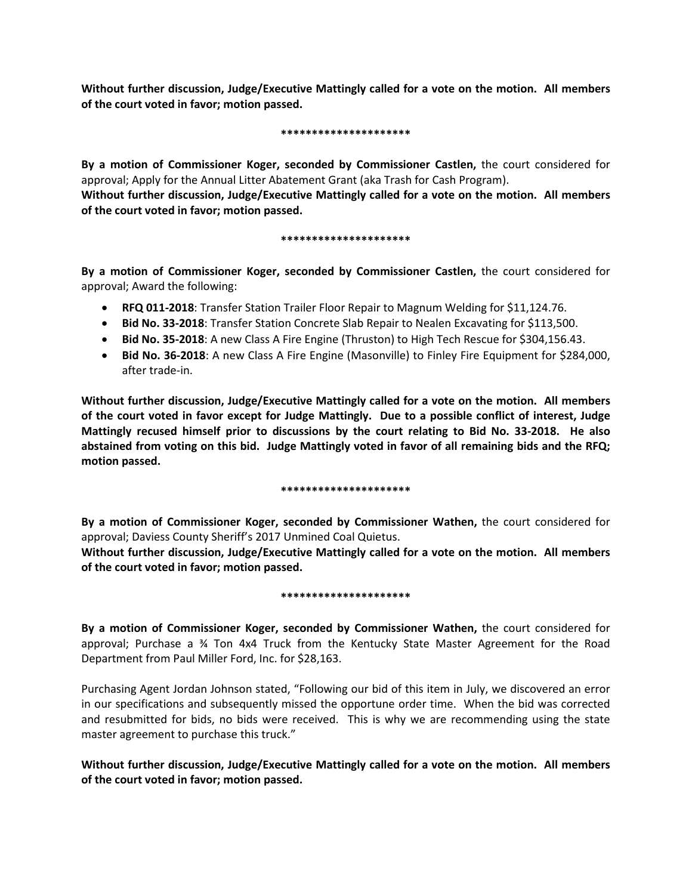**Without further discussion, Judge/Executive Mattingly called for a vote on the motion. All members of the court voted in favor; motion passed.**

*********************

**By a motion of Commissioner Koger, seconded by Commissioner Castlen,** the court considered for approval; Apply for the Annual Litter Abatement Grant (aka Trash for Cash Program).
**Without further discussion, Judge/Executive Mattingly called for a vote on the motion. All members of the court voted in favor; motion passed.**

*********************

**By a motion of Commissioner Koger, seconded by Commissioner Castlen,** the court considered for approval; Award the following:

- **RFQ 011-2018**: Transfer Station Trailer Floor Repair to Magnum Welding for $11,124.76.
- **Bid No. 33-2018**: Transfer Station Concrete Slab Repair to Nealen Excavating for $113,500.
- **Bid No. 35-2018**: A new Class A Fire Engine (Thruston) to High Tech Rescue for $304,156.43.
- **Bid No. 36-2018**: A new Class A Fire Engine (Masonville) to Finley Fire Equipment for $284,000, after trade-in.

**Without further discussion, Judge/Executive Mattingly called for a vote on the motion. All members of the court voted in favor except for Judge Mattingly. Due to a possible conflict of interest, Judge Mattingly recused himself prior to discussions by the court relating to Bid No. 33-2018. He also abstained from voting on this bid. Judge Mattingly voted in favor of all remaining bids and the RFQ; motion passed.**

*********************

**By a motion of Commissioner Koger, seconded by Commissioner Wathen,** the court considered for approval; Daviess County Sheriff's 2017 Unmined Coal Quietus.
**Without further discussion, Judge/Executive Mattingly called for a vote on the motion. All members of the court voted in favor; motion passed.**

*********************

**By a motion of Commissioner Koger, seconded by Commissioner Wathen,** the court considered for approval; Purchase a ¾ Ton 4x4 Truck from the Kentucky State Master Agreement for the Road Department from Paul Miller Ford, Inc. for $28,163.

Purchasing Agent Jordan Johnson stated, "Following our bid of this item in July, we discovered an error in our specifications and subsequently missed the opportune order time. When the bid was corrected and resubmitted for bids, no bids were received. This is why we are recommending using the state master agreement to purchase this truck."

**Without further discussion, Judge/Executive Mattingly called for a vote on the motion. All members of the court voted in favor; motion passed.**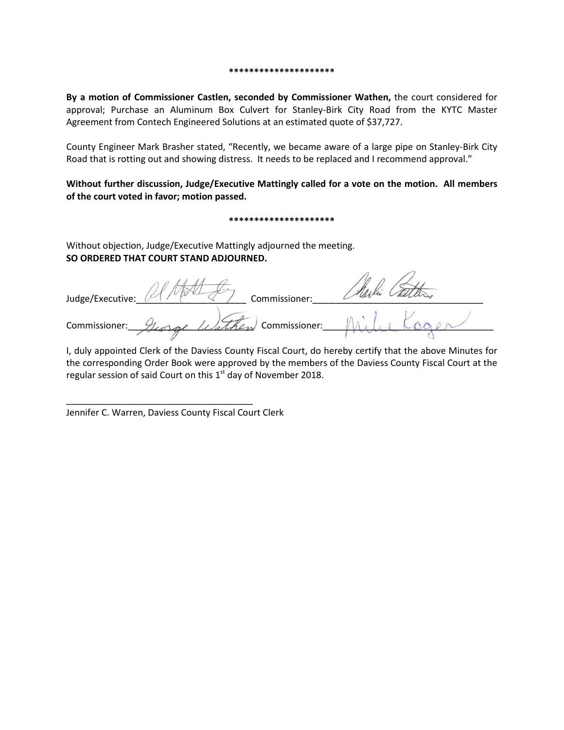*********************

**By a motion of Commissioner Castlen, seconded by Commissioner Wathen,** the court considered for approval; Purchase an Aluminum Box Culvert for Stanley-Birk City Road from the KYTC Master Agreement from Contech Engineered Solutions at an estimated quote of $37,727.

County Engineer Mark Brasher stated, "Recently, we became aware of a large pipe on Stanley-Birk City Road that is rotting out and showing distress. It needs to be replaced and I recommend approval."

**Without further discussion, Judge/Executive Mattingly called for a vote on the motion. All members of the court voted in favor; motion passed.**

*********************

Without objection, Judge/Executive Mattingly adjourned the meeting.
**SO ORDERED THAT COURT STAND ADJOURNED.**

Judge/Executive:\_\_\_\_\_\_\_\_\_\_\_\_\_\_\_\_\_\_\_\_ Commissioner:\_\_\_\_\_\_\_\_\_\_\_\_\_\_\_\_\_\_\_\_

Commissioner:\_\_\_\_\_\_\_\_\_\_\_\_\_\_\_\_\_\_\_\_ Commissioner:\_\_\_\_\_\_\_\_\_\_\_\_\_\_\_\_\_\_\_\_

I, duly appointed Clerk of the Daviess County Fiscal Court, do hereby certify that the above Minutes for the corresponding Order Book were approved by the members of the Daviess County Fiscal Court at the regular session of said Court on this 1st day of November 2018.

\_\_\_\_\_\_\_\_\_\_\_\_\_\_\_\_\_\_\_\_\_\_\_\_\_\_\_\_\_\_\_\_\_\_\_\_
Jennifer C. Warren, Daviess County Fiscal Court Clerk